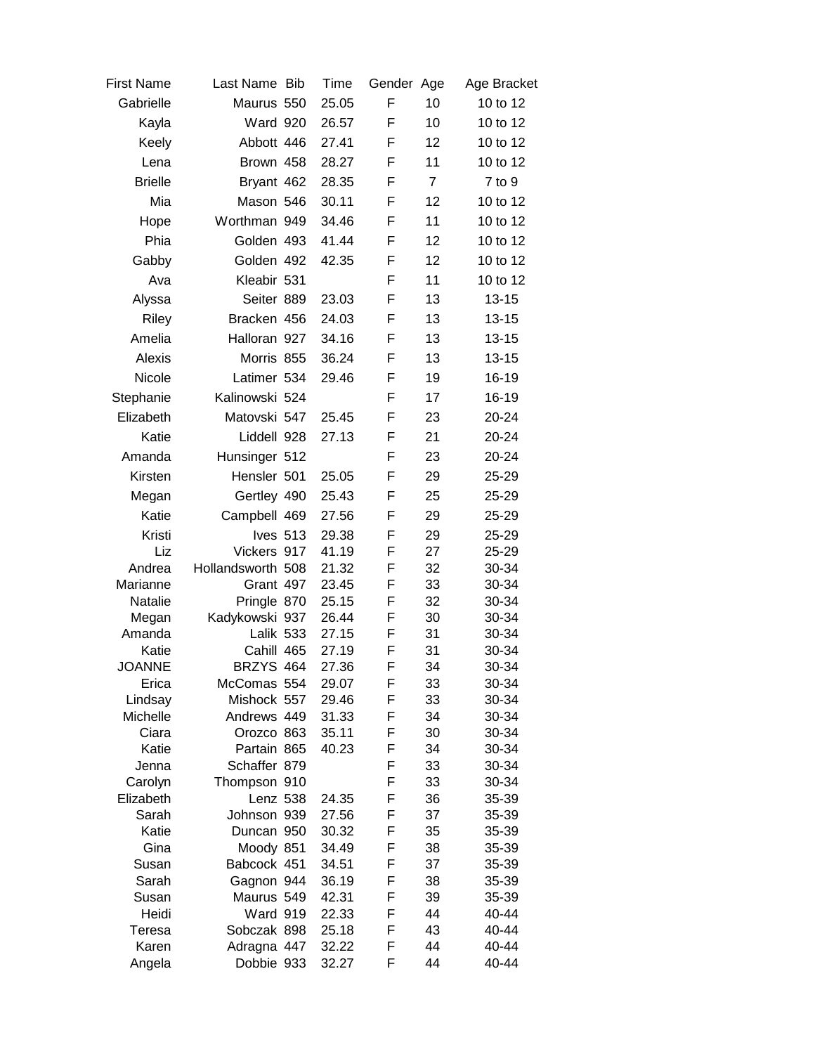| First Name | Last Name | Bib | Time | Gender | Age | Age Bracket |
|---|---|---|---|---|---|---|
| Gabrielle | Maurus | 550 | 25.05 | F | 10 | 10 to 12 |
| Kayla | Ward | 920 | 26.57 | F | 10 | 10 to 12 |
| Keely | Abbott | 446 | 27.41 | F | 12 | 10 to 12 |
| Lena | Brown | 458 | 28.27 | F | 11 | 10 to 12 |
| Brielle | Bryant | 462 | 28.35 | F | 7 | 7 to 9 |
| Mia | Mason | 546 | 30.11 | F | 12 | 10 to 12 |
| Hope | Worthman | 949 | 34.46 | F | 11 | 10 to 12 |
| Phia | Golden | 493 | 41.44 | F | 12 | 10 to 12 |
| Gabby | Golden | 492 | 42.35 | F | 12 | 10 to 12 |
| Ava | Kleabir | 531 | | F | 11 | 10 to 12 |
| Alyssa | Seiter | 889 | 23.03 | F | 13 | 13-15 |
| Riley | Bracken | 456 | 24.03 | F | 13 | 13-15 |
| Amelia | Halloran | 927 | 34.16 | F | 13 | 13-15 |
| Alexis | Morris | 855 | 36.24 | F | 13 | 13-15 |
| Nicole | Latimer | 534 | 29.46 | F | 19 | 16-19 |
| Stephanie | Kalinowski | 524 | | F | 17 | 16-19 |
| Elizabeth | Matovski | 547 | 25.45 | F | 23 | 20-24 |
| Katie | Liddell | 928 | 27.13 | F | 21 | 20-24 |
| Amanda | Hunsinger | 512 | | F | 23 | 20-24 |
| Kirsten | Hensler | 501 | 25.05 | F | 29 | 25-29 |
| Megan | Gertley | 490 | 25.43 | F | 25 | 25-29 |
| Katie | Campbell | 469 | 27.56 | F | 29 | 25-29 |
| Kristi | Ives | 513 | 29.38 | F | 29 | 25-29 |
| Liz | Vickers | 917 | 41.19 | F | 27 | 25-29 |
| Andrea | Hollandsworth | 508 | 21.32 | F | 32 | 30-34 |
| Marianne | Grant | 497 | 23.45 | F | 33 | 30-34 |
| Natalie | Pringle | 870 | 25.15 | F | 32 | 30-34 |
| Megan | Kadykowski | 937 | 26.44 | F | 30 | 30-34 |
| Amanda | Lalik | 533 | 27.15 | F | 31 | 30-34 |
| Katie | Cahill | 465 | 27.19 | F | 31 | 30-34 |
| JOANNE | BRZYS | 464 | 27.36 | F | 34 | 30-34 |
| Erica | McComas | 554 | 29.07 | F | 33 | 30-34 |
| Lindsay | Mishock | 557 | 29.46 | F | 33 | 30-34 |
| Michelle | Andrews | 449 | 31.33 | F | 34 | 30-34 |
| Ciara | Orozco | 863 | 35.11 | F | 30 | 30-34 |
| Katie | Partain | 865 | 40.23 | F | 34 | 30-34 |
| Jenna | Schaffer | 879 | | F | 33 | 30-34 |
| Carolyn | Thompson | 910 | | F | 33 | 30-34 |
| Elizabeth | Lenz | 538 | 24.35 | F | 36 | 35-39 |
| Sarah | Johnson | 939 | 27.56 | F | 37 | 35-39 |
| Katie | Duncan | 950 | 30.32 | F | 35 | 35-39 |
| Gina | Moody | 851 | 34.49 | F | 38 | 35-39 |
| Susan | Babcock | 451 | 34.51 | F | 37 | 35-39 |
| Sarah | Gagnon | 944 | 36.19 | F | 38 | 35-39 |
| Susan | Maurus | 549 | 42.31 | F | 39 | 35-39 |
| Heidi | Ward | 919 | 22.33 | F | 44 | 40-44 |
| Teresa | Sobczak | 898 | 25.18 | F | 43 | 40-44 |
| Karen | Adragna | 447 | 32.22 | F | 44 | 40-44 |
| Angela | Dobbie | 933 | 32.27 | F | 44 | 40-44 |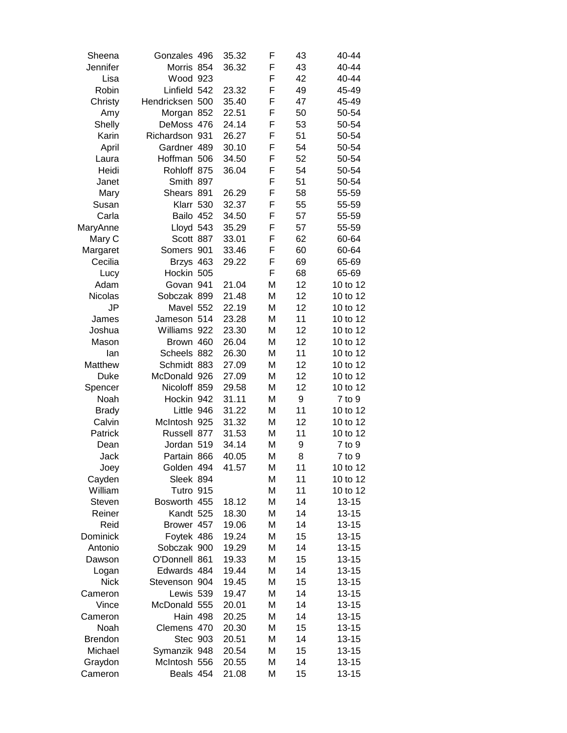| | | | | | | |
|---|---|---|---|---|---|---|
| Sheena | Gonzales | 496 | 35.32 | F | 43 | 40-44 |
| Jennifer | Morris | 854 | 36.32 | F | 43 | 40-44 |
| Lisa | Wood | 923 | | F | 42 | 40-44 |
| Robin | Linfield | 542 | 23.32 | F | 49 | 45-49 |
| Christy | Hendricksen | 500 | 35.40 | F | 47 | 45-49 |
| Amy | Morgan | 852 | 22.51 | F | 50 | 50-54 |
| Shelly | DeMoss | 476 | 24.14 | F | 53 | 50-54 |
| Karin | Richardson | 931 | 26.27 | F | 51 | 50-54 |
| April | Gardner | 489 | 30.10 | F | 54 | 50-54 |
| Laura | Hoffman | 506 | 34.50 | F | 52 | 50-54 |
| Heidi | Rohloff | 875 | 36.04 | F | 54 | 50-54 |
| Janet | Smith | 897 | | F | 51 | 50-54 |
| Mary | Shears | 891 | 26.29 | F | 58 | 55-59 |
| Susan | Klarr | 530 | 32.37 | F | 55 | 55-59 |
| Carla | Bailo | 452 | 34.50 | F | 57 | 55-59 |
| MaryAnne | Lloyd | 543 | 35.29 | F | 57 | 55-59 |
| Mary C | Scott | 887 | 33.01 | F | 62 | 60-64 |
| Margaret | Somers | 901 | 33.46 | F | 60 | 60-64 |
| Cecilia | Brzys | 463 | 29.22 | F | 69 | 65-69 |
| Lucy | Hockin | 505 | | F | 68 | 65-69 |
| Adam | Govan | 941 | 21.04 | M | 12 | 10 to 12 |
| Nicolas | Sobczak | 899 | 21.48 | M | 12 | 10 to 12 |
| JP | Mavel | 552 | 22.19 | M | 12 | 10 to 12 |
| James | Jameson | 514 | 23.28 | M | 11 | 10 to 12 |
| Joshua | Williams | 922 | 23.30 | M | 12 | 10 to 12 |
| Mason | Brown | 460 | 26.04 | M | 12 | 10 to 12 |
| Ian | Scheels | 882 | 26.30 | M | 11 | 10 to 12 |
| Matthew | Schmidt | 883 | 27.09 | M | 12 | 10 to 12 |
| Duke | McDonald | 926 | 27.09 | M | 12 | 10 to 12 |
| Spencer | Nicoloff | 859 | 29.58 | M | 12 | 10 to 12 |
| Noah | Hockin | 942 | 31.11 | M | 9 | 7 to 9 |
| Brady | Little | 946 | 31.22 | M | 11 | 10 to 12 |
| Calvin | McIntosh | 925 | 31.32 | M | 12 | 10 to 12 |
| Patrick | Russell | 877 | 31.53 | M | 11 | 10 to 12 |
| Dean | Jordan | 519 | 34.14 | M | 9 | 7 to 9 |
| Jack | Partain | 866 | 40.05 | M | 8 | 7 to 9 |
| Joey | Golden | 494 | 41.57 | M | 11 | 10 to 12 |
| Cayden | Sleek | 894 | | M | 11 | 10 to 12 |
| William | Tutro | 915 | | M | 11 | 10 to 12 |
| Steven | Bosworth | 455 | 18.12 | M | 14 | 13-15 |
| Reiner | Kandt | 525 | 18.30 | M | 14 | 13-15 |
| Reid | Brower | 457 | 19.06 | M | 14 | 13-15 |
| Dominick | Foytek | 486 | 19.24 | M | 15 | 13-15 |
| Antonio | Sobczak | 900 | 19.29 | M | 14 | 13-15 |
| Dawson | O'Donnell | 861 | 19.33 | M | 15 | 13-15 |
| Logan | Edwards | 484 | 19.44 | M | 14 | 13-15 |
| Nick | Stevenson | 904 | 19.45 | M | 15 | 13-15 |
| Cameron | Lewis | 539 | 19.47 | M | 14 | 13-15 |
| Vince | McDonald | 555 | 20.01 | M | 14 | 13-15 |
| Cameron | Hain | 498 | 20.25 | M | 14 | 13-15 |
| Noah | Clemens | 470 | 20.30 | M | 15 | 13-15 |
| Brendon | Stec | 903 | 20.51 | M | 14 | 13-15 |
| Michael | Symanzik | 948 | 20.54 | M | 15 | 13-15 |
| Graydon | McIntosh | 556 | 20.55 | M | 14 | 13-15 |
| Cameron | Beals | 454 | 21.08 | M | 15 | 13-15 |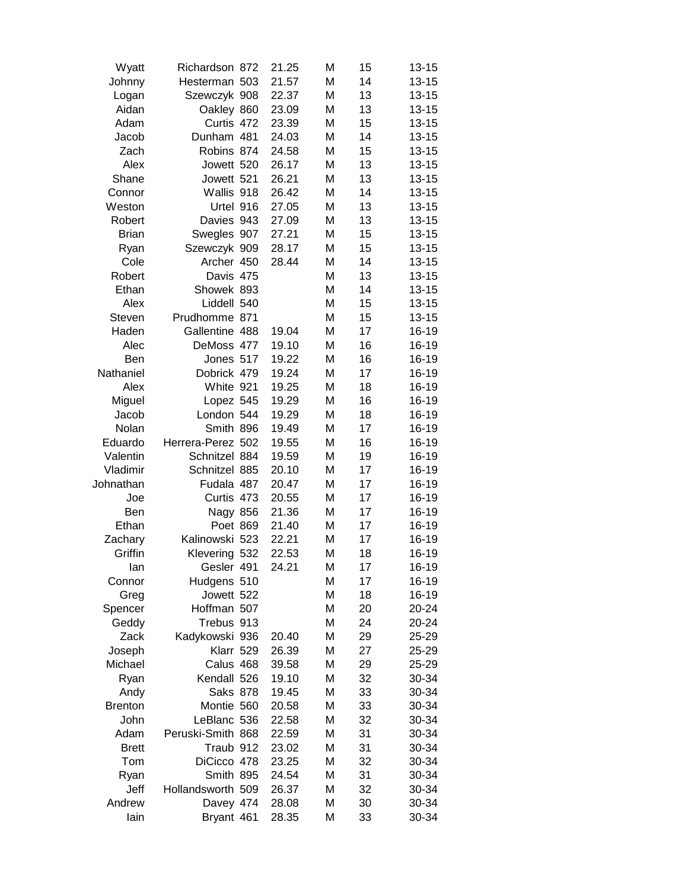| | | | | | | |
|---|---|---|---|---|---|---|
| Wyatt | Richardson | 872 | 21.25 | M | 15 | 13-15 |
| Johnny | Hesterman | 503 | 21.57 | M | 14 | 13-15 |
| Logan | Szewczyk | 908 | 22.37 | M | 13 | 13-15 |
| Aidan | Oakley | 860 | 23.09 | M | 13 | 13-15 |
| Adam | Curtis | 472 | 23.39 | M | 15 | 13-15 |
| Jacob | Dunham | 481 | 24.03 | M | 14 | 13-15 |
| Zach | Robins | 874 | 24.58 | M | 15 | 13-15 |
| Alex | Jowett | 520 | 26.17 | M | 13 | 13-15 |
| Shane | Jowett | 521 | 26.21 | M | 13 | 13-15 |
| Connor | Wallis | 918 | 26.42 | M | 14 | 13-15 |
| Weston | Urtel | 916 | 27.05 | M | 13 | 13-15 |
| Robert | Davies | 943 | 27.09 | M | 13 | 13-15 |
| Brian | Swegles | 907 | 27.21 | M | 15 | 13-15 |
| Ryan | Szewczyk | 909 | 28.17 | M | 15 | 13-15 |
| Cole | Archer | 450 | 28.44 | M | 14 | 13-15 |
| Robert | Davis | 475 | | M | 13 | 13-15 |
| Ethan | Showek | 893 | | M | 14 | 13-15 |
| Alex | Liddell | 540 | | M | 15 | 13-15 |
| Steven | Prudhomme | 871 | | M | 15 | 13-15 |
| Haden | Gallentine | 488 | 19.04 | M | 17 | 16-19 |
| Alec | DeMoss | 477 | 19.10 | M | 16 | 16-19 |
| Ben | Jones | 517 | 19.22 | M | 16 | 16-19 |
| Nathaniel | Dobrick | 479 | 19.24 | M | 17 | 16-19 |
| Alex | White | 921 | 19.25 | M | 18 | 16-19 |
| Miguel | Lopez | 545 | 19.29 | M | 16 | 16-19 |
| Jacob | London | 544 | 19.29 | M | 18 | 16-19 |
| Nolan | Smith | 896 | 19.49 | M | 17 | 16-19 |
| Eduardo | Herrera-Perez | 502 | 19.55 | M | 16 | 16-19 |
| Valentin | Schnitzel | 884 | 19.59 | M | 19 | 16-19 |
| Vladimir | Schnitzel | 885 | 20.10 | M | 17 | 16-19 |
| Johnathan | Fudala | 487 | 20.47 | M | 17 | 16-19 |
| Joe | Curtis | 473 | 20.55 | M | 17 | 16-19 |
| Ben | Nagy | 856 | 21.36 | M | 17 | 16-19 |
| Ethan | Poet | 869 | 21.40 | M | 17 | 16-19 |
| Zachary | Kalinowski | 523 | 22.21 | M | 17 | 16-19 |
| Griffin | Klevering | 532 | 22.53 | M | 18 | 16-19 |
| Ian | Gesler | 491 | 24.21 | M | 17 | 16-19 |
| Connor | Hudgens | 510 | | M | 17 | 16-19 |
| Greg | Jowett | 522 | | M | 18 | 16-19 |
| Spencer | Hoffman | 507 | | M | 20 | 20-24 |
| Geddy | Trebus | 913 | | M | 24 | 20-24 |
| Zack | Kadykowski | 936 | 20.40 | M | 29 | 25-29 |
| Joseph | Klarr | 529 | 26.39 | M | 27 | 25-29 |
| Michael | Calus | 468 | 39.58 | M | 29 | 25-29 |
| Ryan | Kendall | 526 | 19.10 | M | 32 | 30-34 |
| Andy | Saks | 878 | 19.45 | M | 33 | 30-34 |
| Brenton | Montie | 560 | 20.58 | M | 33 | 30-34 |
| John | LeBlanc | 536 | 22.58 | M | 32 | 30-34 |
| Adam | Peruski-Smith | 868 | 22.59 | M | 31 | 30-34 |
| Brett | Traub | 912 | 23.02 | M | 31 | 30-34 |
| Tom | DiCicco | 478 | 23.25 | M | 32 | 30-34 |
| Ryan | Smith | 895 | 24.54 | M | 31 | 30-34 |
| Jeff | Hollandsworth | 509 | 26.37 | M | 32 | 30-34 |
| Andrew | Davey | 474 | 28.08 | M | 30 | 30-34 |
| Iain | Bryant | 461 | 28.35 | M | 33 | 30-34 |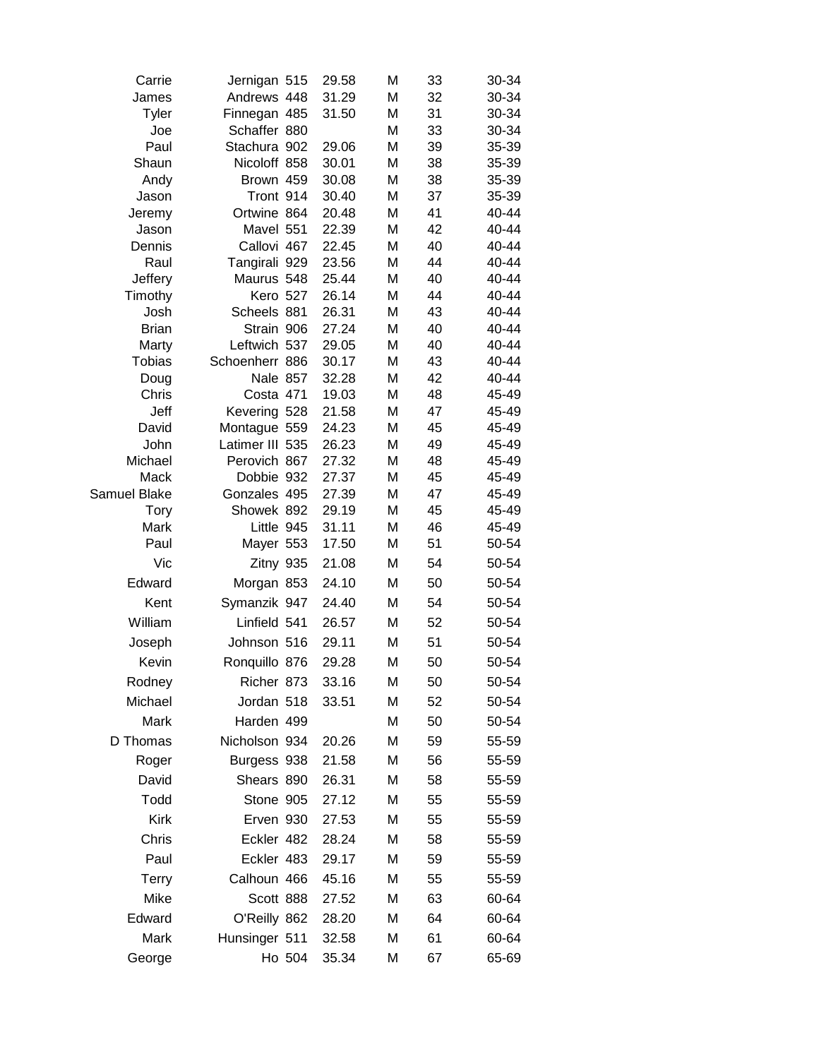| | | | | | | |
|---|---|---|---|---|---|---|
| Carrie | Jernigan | 515 | 29.58 | M | 33 | 30-34 |
| James | Andrews | 448 | 31.29 | M | 32 | 30-34 |
| Tyler | Finnegan | 485 | 31.50 | M | 31 | 30-34 |
| Joe | Schaffer | 880 | | M | 33 | 30-34 |
| Paul | Stachura | 902 | 29.06 | M | 39 | 35-39 |
| Shaun | Nicoloff | 858 | 30.01 | M | 38 | 35-39 |
| Andy | Brown | 459 | 30.08 | M | 38 | 35-39 |
| Jason | Tront | 914 | 30.40 | M | 37 | 35-39 |
| Jeremy | Ortwine | 864 | 20.48 | M | 41 | 40-44 |
| Jason | Mavel | 551 | 22.39 | M | 42 | 40-44 |
| Dennis | Callovi | 467 | 22.45 | M | 40 | 40-44 |
| Raul | Tangirali | 929 | 23.56 | M | 44 | 40-44 |
| Jeffery | Maurus | 548 | 25.44 | M | 40 | 40-44 |
| Timothy | Kero | 527 | 26.14 | M | 44 | 40-44 |
| Josh | Scheels | 881 | 26.31 | M | 43 | 40-44 |
| Brian | Strain | 906 | 27.24 | M | 40 | 40-44 |
| Marty | Leftwich | 537 | 29.05 | M | 40 | 40-44 |
| Tobias | Schoenherr | 886 | 30.17 | M | 43 | 40-44 |
| Doug | Nale | 857 | 32.28 | M | 42 | 40-44 |
| Chris | Costa | 471 | 19.03 | M | 48 | 45-49 |
| Jeff | Kevering | 528 | 21.58 | M | 47 | 45-49 |
| David | Montague | 559 | 24.23 | M | 45 | 45-49 |
| John | Latimer III | 535 | 26.23 | M | 49 | 45-49 |
| Michael | Perovich | 867 | 27.32 | M | 48 | 45-49 |
| Mack | Dobbie | 932 | 27.37 | M | 45 | 45-49 |
| Samuel Blake | Gonzales | 495 | 27.39 | M | 47 | 45-49 |
| Tory | Showek | 892 | 29.19 | M | 45 | 45-49 |
| Mark | Little | 945 | 31.11 | M | 46 | 45-49 |
| Paul | Mayer | 553 | 17.50 | M | 51 | 50-54 |
| Vic | Zitny | 935 | 21.08 | M | 54 | 50-54 |
| Edward | Morgan | 853 | 24.10 | M | 50 | 50-54 |
| Kent | Symanzik | 947 | 24.40 | M | 54 | 50-54 |
| William | Linfield | 541 | 26.57 | M | 52 | 50-54 |
| Joseph | Johnson | 516 | 29.11 | M | 51 | 50-54 |
| Kevin | Ronquillo | 876 | 29.28 | M | 50 | 50-54 |
| Rodney | Richer | 873 | 33.16 | M | 50 | 50-54 |
| Michael | Jordan | 518 | 33.51 | M | 52 | 50-54 |
| Mark | Harden | 499 | | M | 50 | 50-54 |
| D Thomas | Nicholson | 934 | 20.26 | M | 59 | 55-59 |
| Roger | Burgess | 938 | 21.58 | M | 56 | 55-59 |
| David | Shears | 890 | 26.31 | M | 58 | 55-59 |
| Todd | Stone | 905 | 27.12 | M | 55 | 55-59 |
| Kirk | Erven | 930 | 27.53 | M | 55 | 55-59 |
| Chris | Eckler | 482 | 28.24 | M | 58 | 55-59 |
| Paul | Eckler | 483 | 29.17 | M | 59 | 55-59 |
| Terry | Calhoun | 466 | 45.16 | M | 55 | 55-59 |
| Mike | Scott | 888 | 27.52 | M | 63 | 60-64 |
| Edward | O'Reilly | 862 | 28.20 | M | 64 | 60-64 |
| Mark | Hunsinger | 511 | 32.58 | M | 61 | 60-64 |
| George | Ho | 504 | 35.34 | M | 67 | 65-69 |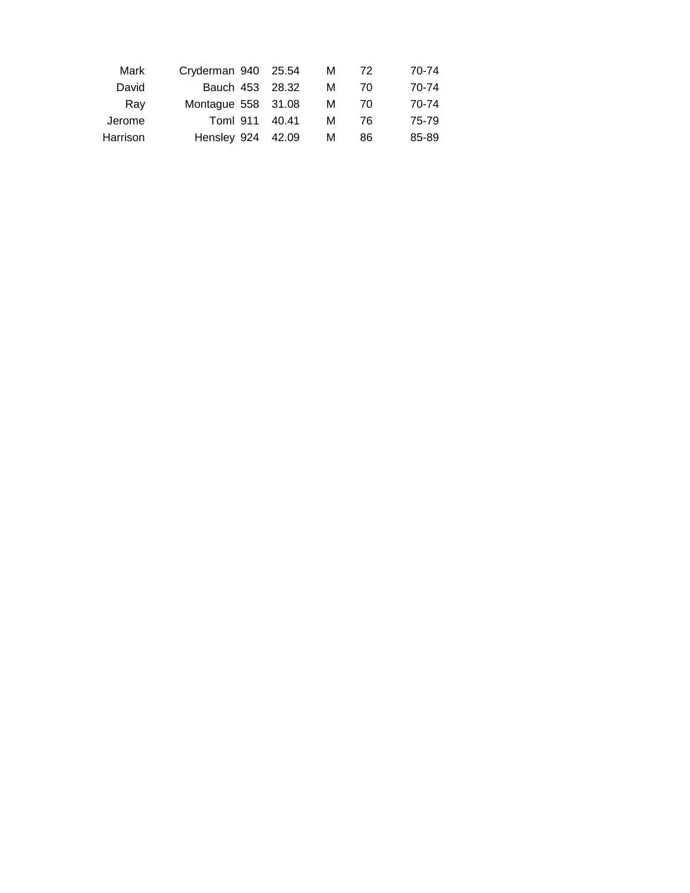| | | | | | | |
|---|---|---|---|---|---|---|
| Mark | Cryderman | 940 | 25.54 | M | 72 | 70-74 |
| David | Bauch | 453 | 28.32 | M | 70 | 70-74 |
| Ray | Montague | 558 | 31.08 | M | 70 | 70-74 |
| Jerome | Toml | 911 | 40.41 | M | 76 | 75-79 |
| Harrison | Hensley | 924 | 42.09 | M | 86 | 85-89 |